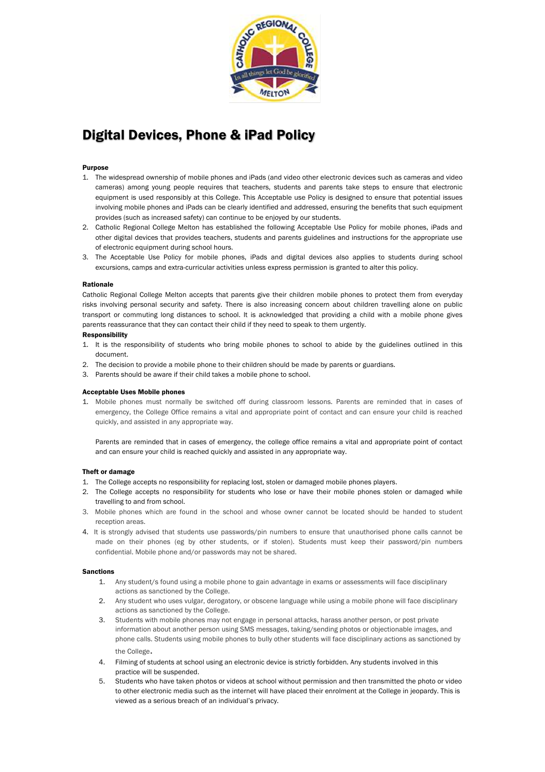# Digital Devices, Phone & iPad Policy

**Purpose**

1. The widespread ownership of mobile phones and iPads (and video other electronic devices such as cameras and video cameras) among young people requires that teachers, students and parents take steps to ensure that electronic equipment is used responsibly at this College. This Acceptable use Policy is designed to ensure that potential issues involving mobile phones and iPads can be clearly identified and addressed, ensuring the benefits that such equipment provides (such as increased safety) can continue to be enjoyed by our students.
2. Catholic Regional College Melton has established the following Acceptable Use Policy for mobile phones, iPads and other digital devices that provides teachers, students and parents guidelines and instructions for the appropriate use of electronic equipment during school hours.
3. The Acceptable Use Policy for mobile phones, iPads and digital devices also applies to students during school excursions, camps and extra-curricular activities unless express permission is granted to alter this policy.

**Rationale**

Catholic Regional College Melton accepts that parents give their children mobile phones to protect them from everyday risks involving personal security and safety. There is also increasing concern about children travelling alone on public transport or commuting long distances to school. It is acknowledged that providing a child with a mobile phone gives parents reassurance that they can contact their child if they need to speak to them urgently.

**Responsibility**

1. It is the responsibility of students who bring mobile phones to school to abide by the guidelines outlined in this document.
2. The decision to provide a mobile phone to their children should be made by parents or guardians.
3. Parents should be aware if their child takes a mobile phone to school.

**Acceptable Uses Mobile phones**

1. Mobile phones must normally be switched off during classroom lessons. Parents are reminded that in cases of emergency, the College Office remains a vital and appropriate point of contact and can ensure your child is reached quickly, and assisted in any appropriate way.

   Parents are reminded that in cases of emergency, the college office remains a vital and appropriate point of contact and can ensure your child is reached quickly and assisted in any appropriate way.

**Theft or damage**

1. The College accepts no responsibility for replacing lost, stolen or damaged mobile phones players.
2. The College accepts no responsibility for students who lose or have their mobile phones stolen or damaged while travelling to and from school.
3. Mobile phones which are found in the school and whose owner cannot be located should be handed to student reception areas.
4. It is strongly advised that students use passwords/pin numbers to ensure that unauthorised phone calls cannot be made on their phones (eg by other students, or if stolen). Students must keep their password/pin numbers confidential. Mobile phone and/or passwords may not be shared.

**Sanctions**

1. Any student/s found using a mobile phone to gain advantage in exams or assessments will face disciplinary actions as sanctioned by the College.
2. Any student who uses vulgar, derogatory, or obscene language while using a mobile phone will face disciplinary actions as sanctioned by the College.
3. Students with mobile phones may not engage in personal attacks, harass another person, or post private information about another person using SMS messages, taking/sending photos or objectionable images, and phone calls. Students using mobile phones to bully other students will face disciplinary actions as sanctioned by the College.
4. Filming of students at school using an electronic device is strictly forbidden. Any students involved in this practice will be suspended.
5. Students who have taken photos or videos at school without permission and then transmitted the photo or video to other electronic media such as the internet will have placed their enrolment at the College in jeopardy. This is viewed as a serious breach of an individual's privacy.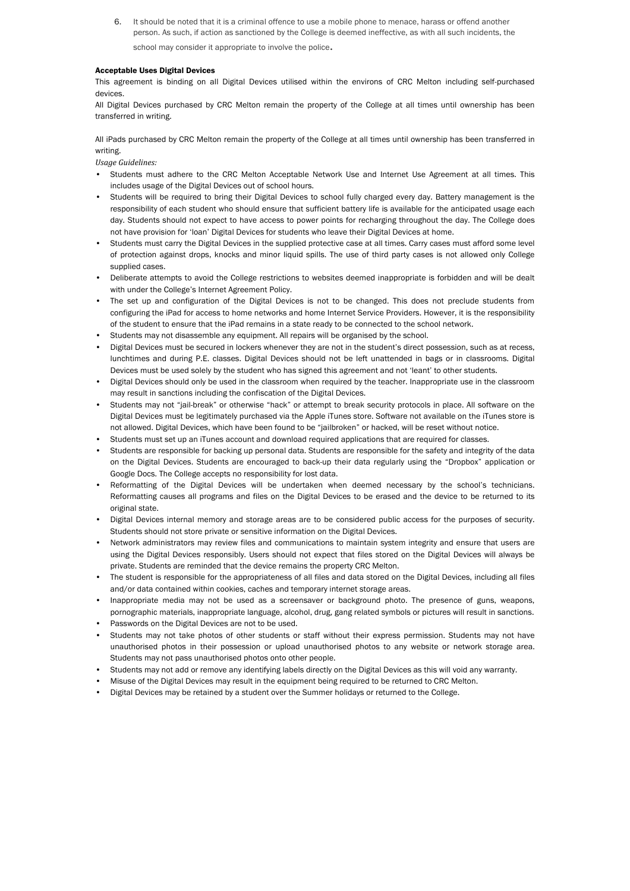6. It should be noted that it is a criminal offence to use a mobile phone to menace, harass or offend another person. As such, if action as sanctioned by the College is deemed ineffective, as with all such incidents, the school may consider it appropriate to involve the police.

**Acceptable Uses Digital Devices**

This agreement is binding on all Digital Devices utilised within the environs of CRC Melton including self-purchased devices.

All Digital Devices purchased by CRC Melton remain the property of the College at all times until ownership has been transferred in writing.

All iPads purchased by CRC Melton remain the property of the College at all times until ownership has been transferred in writing.

*Usage Guidelines:*

- Students must adhere to the CRC Melton Acceptable Network Use and Internet Use Agreement at all times. This includes usage of the Digital Devices out of school hours.
- Students will be required to bring their Digital Devices to school fully charged every day. Battery management is the responsibility of each student who should ensure that sufficient battery life is available for the anticipated usage each day. Students should not expect to have access to power points for recharging throughout the day. The College does not have provision for 'loan' Digital Devices for students who leave their Digital Devices at home.
- Students must carry the Digital Devices in the supplied protective case at all times. Carry cases must afford some level of protection against drops, knocks and minor liquid spills. The use of third party cases is not allowed only College supplied cases.
- Deliberate attempts to avoid the College restrictions to websites deemed inappropriate is forbidden and will be dealt with under the College's Internet Agreement Policy.
- The set up and configuration of the Digital Devices is not to be changed. This does not preclude students from configuring the iPad for access to home networks and home Internet Service Providers. However, it is the responsibility of the student to ensure that the iPad remains in a state ready to be connected to the school network.
- Students may not disassemble any equipment. All repairs will be organised by the school.
- Digital Devices must be secured in lockers whenever they are not in the student's direct possession, such as at recess, lunchtimes and during P.E. classes. Digital Devices should not be left unattended in bags or in classrooms. Digital Devices must be used solely by the student who has signed this agreement and not 'leant' to other students.
- Digital Devices should only be used in the classroom when required by the teacher. Inappropriate use in the classroom may result in sanctions including the confiscation of the Digital Devices.
- Students may not "jail-break" or otherwise "hack" or attempt to break security protocols in place. All software on the Digital Devices must be legitimately purchased via the Apple iTunes store. Software not available on the iTunes store is not allowed. Digital Devices, which have been found to be "jailbroken" or hacked, will be reset without notice.
- Students must set up an iTunes account and download required applications that are required for classes.
- Students are responsible for backing up personal data. Students are responsible for the safety and integrity of the data on the Digital Devices. Students are encouraged to back-up their data regularly using the "Dropbox" application or Google Docs. The College accepts no responsibility for lost data.
- Reformatting of the Digital Devices will be undertaken when deemed necessary by the school's technicians. Reformatting causes all programs and files on the Digital Devices to be erased and the device to be returned to its original state.
- Digital Devices internal memory and storage areas are to be considered public access for the purposes of security. Students should not store private or sensitive information on the Digital Devices.
- Network administrators may review files and communications to maintain system integrity and ensure that users are using the Digital Devices responsibly. Users should not expect that files stored on the Digital Devices will always be private. Students are reminded that the device remains the property CRC Melton.
- The student is responsible for the appropriateness of all files and data stored on the Digital Devices, including all files and/or data contained within cookies, caches and temporary internet storage areas.
- Inappropriate media may not be used as a screensaver or background photo. The presence of guns, weapons, pornographic materials, inappropriate language, alcohol, drug, gang related symbols or pictures will result in sanctions.
- Passwords on the Digital Devices are not to be used.
- Students may not take photos of other students or staff without their express permission. Students may not have unauthorised photos in their possession or upload unauthorised photos to any website or network storage area. Students may not pass unauthorised photos onto other people.
- Students may not add or remove any identifying labels directly on the Digital Devices as this will void any warranty.
- Misuse of the Digital Devices may result in the equipment being required to be returned to CRC Melton.
- Digital Devices may be retained by a student over the Summer holidays or returned to the College.